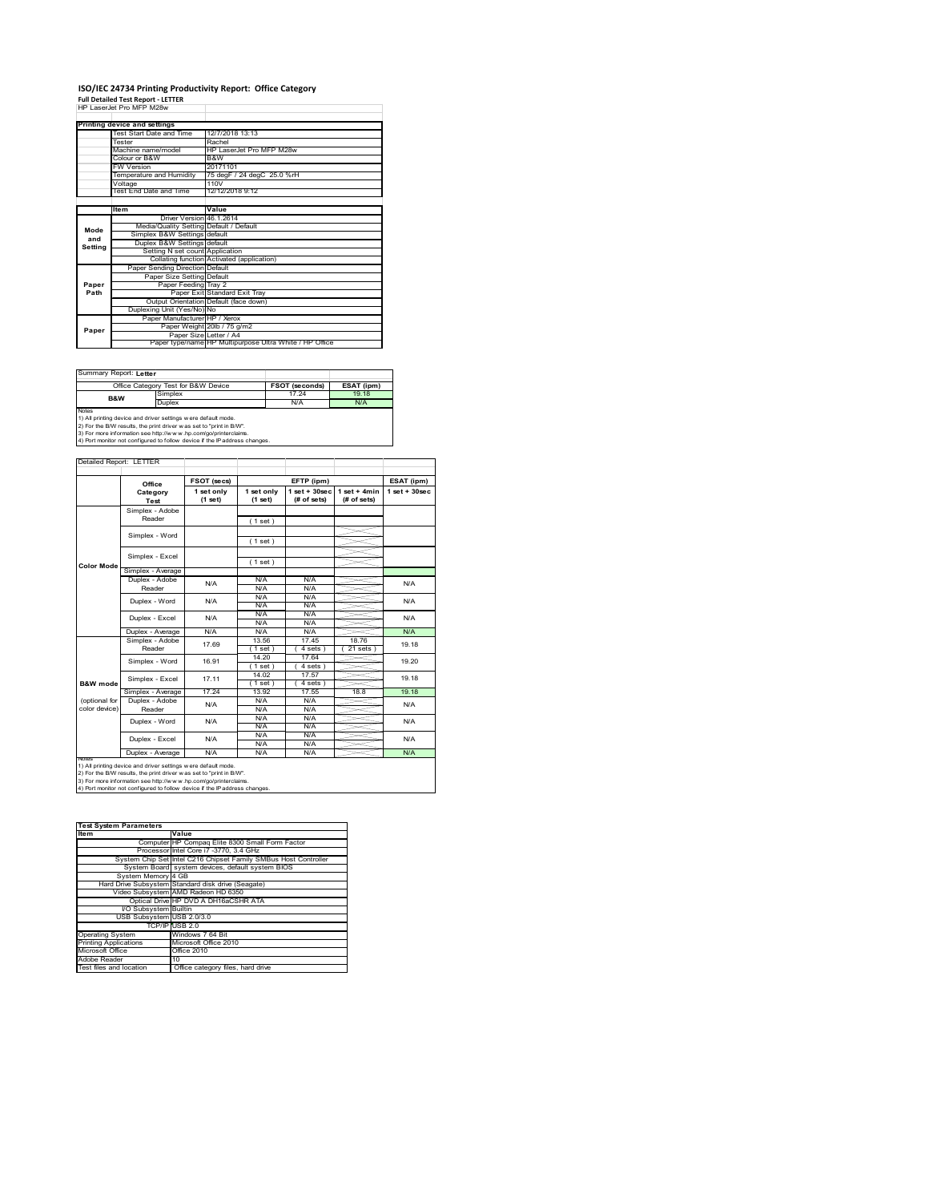# ISO/IEC 24734 Printing Productivity Report: Office Category

**Full Detailed Test Report - LETTER**

HP LaserJet Pro MFP M28w

| Printing device and settings | |
|---|---|
| Test Start Date and Time | 12/7/2018 13:13 |
| Tester | Rachel |
| Machine name/model | HP LaserJet Pro MFP M28w |
| Colour or B&W | B&W |
| FW Version | 20171101 |
| Temperature and Humidity | 75 degF / 24 degC 25.0 %rH |
| Voltage | 110V |
| Test End Date and Time | 12/12/2018 9:12 |

| | Item | Value |
|---|---|---|
| Mode and Setting | Driver Version | 46.1.2614 |
| | Media/Quality Setting | Default / Default |
| | Simplex B&W Settings | default |
| | Duplex B&W Settings | default |
| | Setting N set count | Application |
| | Collating function | Activated (application) |
| Paper Path | Paper Sending Direction | Default |
| | Paper Size Setting | Default |
| | Paper Feeding | Tray 2 |
| | Paper Exit | Standard Exit Tray |
| | Output Orientation | Default (face down) |
| | Duplexing Unit (Yes/No) | No |
| Paper | Paper Manufacturer | HP / Xerox |
| | Paper Weight | 20lb / 75 g/m2 |
| | Paper Size | Letter / A4 |
| | Paper type/name | HP Multipurpose Ultra White / HP Office |

Summary Report: **Letter**

| Office Category Test for B&W Device | | FSOT (seconds) | ESAT (ipm) |
|---|---|---|---|
| B&W | Simplex | 17.24 | 19.18 |
| | Duplex | N/A | N/A |

Notes
1) All printing device and driver settings were default mode.
2) For the B/W results, the print driver was set to "print in B/W".
3) For more information see http://www.hp.com/go/printerclaims.
4) Port monitor not configured to follow device if the IP address changes.

Detailed Report: LETTER

| | Office Category Test | FSOT (secs) 1 set only (1 set) | EFTP (ipm) 1 set only (1 set) | EFTP (ipm) 1 set + 30sec (# of sets) | EFTP (ipm) 1 set + 4min (# of sets) | ESAT (ipm) 1 set + 30sec |
|---|---|---|---|---|---|---|
| Color Mode | Simplex - Adobe Reader | | ( 1 set ) | | | |
| | Simplex - Word | | ( 1 set ) | | | |
| | Simplex - Excel | | ( 1 set ) | | | |
| | Simplex - Average | | | | | |
| | Duplex - Adobe Reader | N/A | N/A / N/A | N/A / N/A | | N/A |
| | Duplex - Word | N/A | N/A / N/A | N/A / N/A | | N/A |
| | Duplex - Excel | N/A | N/A / N/A | N/A / N/A | | N/A |
| | Duplex - Average | N/A | N/A | N/A | | N/A |
| B&W mode (optional for color device) | Simplex - Adobe Reader | 17.69 | 13.56 ( 1 set ) | 17.45 ( 4 sets ) | 18.76 ( 21 sets ) | 19.18 |
| | Simplex - Word | 16.91 | 14.20 ( 1 set ) | 17.64 ( 4 sets ) | | 19.20 |
| | Simplex - Excel | 17.11 | 14.02 ( 1 set ) | 17.57 ( 4 sets ) | | 19.18 |
| | Simplex - Average | 17.24 | 13.92 | 17.55 | 18.8 | 19.18 |
| | Duplex - Adobe Reader | N/A | N/A / N/A | N/A / N/A | | N/A |
| | Duplex - Word | N/A | N/A / N/A | N/A / N/A | | N/A |
| | Duplex - Excel | N/A | N/A / N/A | N/A / N/A | | N/A |
| | Duplex - Average | N/A | N/A | N/A | | N/A |

Notes
1) All printing device and driver settings were default mode.
2) For the B/W results, the print driver was set to "print in B/W".
3) For more information see http://www.hp.com/go/printerclaims.
4) Port monitor not configured to follow device if the IP address changes.

| Test System Parameters | |
|---|---|
| **Item** | **Value** |
| Computer | HP Compaq Elite 8300 Small Form Factor |
| Processor | Intel Core i7 -3770, 3.4 GHz |
| System Chip Set | Intel C216 Chipset Family SMBus Host Controller |
| System Board | system devices, default system BIOS |
| System Memory | 4 GB |
| Hard Drive Subsystem | Standard disk drive (Seagate) |
| Video Subsystem | AMD Radeon HD 6350 |
| Optical Drive | HP DVD A DH16aCSHR ATA |
| I/O Subsystem | Builtin |
| USB Subsystem | USB 2.0/3.0 |
| TCP/IP | USB 2.0 |
| Operating System | Windows 7 64 Bit |
| Printing Applications | Microsoft Office 2010 |
| Microsoft Office | Office 2010 |
| Adobe Reader | 10 |
| Test files and location | Office category files, hard drive |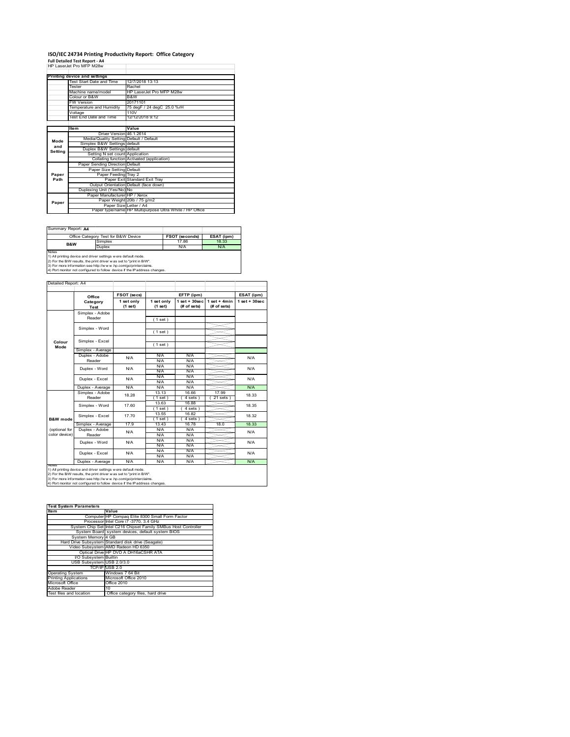# ISO/IEC 24734 Printing Productivity Report: Office Category

**Full Detailed Test Report - A4**

HP LaserJet Pro MFP M28w

| Printing device and settings | |
|---|---|
| Test Start Date and Time | 12/7/2018 13:13 |
| Tester | Rachel |
| Machine name/model | HP LaserJet Pro MFP M28w |
| Colour or B&W | B&W |
| FW Version | 20171101 |
| Temperature and Humidity | 75 degF / 24 degC 25.0 %rH |
| Voltage | 110V |
| Test End Date and Time | 12/12/2018 9:12 |

| | Item | Value |
|---|---|---|
| Mode and Setting | Driver Version | 46.1.2614 |
| | Media/Quality Setting | Default / Default |
| | Simplex B&W Settings | default |
| | Duplex B&W Settings | default |
| | Setting N set count | Application |
| | Collating function | Activated (application) |
| Paper Path | Paper Sending Direction | Default |
| | Paper Size Setting | Default |
| | Paper Feeding | Tray 2 |
| | Paper Exit | Standard Exit Tray |
| | Output Orientation | Default (face down) |
| | Duplexing Unit (Yes/No) | No |
| Paper | Paper Manufacturer | HP / Xerox |
| | Paper Weight | 20lb / 75 g/m2 |
| | Paper Size | Letter / A4 |
| | Paper type/name | HP Multipurpose Ultra White / HP Office |

Summary Report: **A4**

| Office Category Test for B&W Device | | FSOT (seconds) | ESAT (ipm) |
|---|---|---|---|
| B&W | Simplex | 17.86 | 18.33 |
| | Duplex | N/A | N/A |

Notes
1) All printing device and driver settings were default mode.
2) For the B/W results, the print driver was set to "print in B/W".
3) For more information see http://www.hp.com/go/printerclaims.
4) Port monitor not configured to follow device if the IP address changes.

Detailed Report: A4

| | Office Category Test | FSOT (secs) 1 set only (1 set) | EFTP (ipm) 1 set only (1 set) | EFTP (ipm) 1 set + 30sec (# of sets) | EFTP (ipm) 1 set + 4min (# of sets) | ESAT (ipm) 1 set + 30sec |
|---|---|---|---|---|---|---|
| Colour Mode | Simplex - Adobe Reader | | (1 set) | | | |
| | Simplex - Word | | (1 set) | | | |
| | Simplex - Excel | | (1 set) | | | |
| | Simplex - Average | | | | | |
| | Duplex - Adobe Reader | N/A | N/A<br>N/A | N/A<br>N/A | | N/A |
| | Duplex - Word | N/A | N/A<br>N/A | N/A<br>N/A | | N/A |
| | Duplex - Excel | N/A | N/A<br>N/A | N/A<br>N/A | | N/A |
| | Duplex - Average | N/A | N/A | N/A | | N/A |
| B&W mode (optional for color device) | Simplex - Adobe Reader | 18.28 | 13.13<br>(1 set) | 16.66<br>(4 sets) | 17.99<br>(21 sets) | 18.33 |
| | Simplex - Word | 17.60 | 13.63<br>(1 set) | 16.88<br>(4 sets) | | 18.35 |
| | Simplex - Excel | 17.70 | 13.55<br>(1 set) | 16.82<br>(4 sets) | | 18.32 |
| | Simplex - Average | 17.9 | 13.43 | 16.78 | 18.0 | 18.33 |
| | Duplex - Adobe Reader | N/A | N/A<br>N/A | N/A<br>N/A | | N/A |
| | Duplex - Word | N/A | N/A<br>N/A | N/A<br>N/A | | N/A |
| | Duplex - Excel | N/A | N/A<br>N/A | N/A<br>N/A | | N/A |
| | Duplex - Average | N/A | N/A | N/A | | N/A |

Notes
1) All printing device and driver settings were default mode.
2) For the B/W results, the print driver was set to "print in B/W".
3) For more information see http://www.hp.com/go/printerclaims.
4) Port monitor not configured to follow device if the IP address changes.

| Test System Parameters | |
|---|---|
| **Item** | **Value** |
| Computer | HP Compaq Elite 8300 Small Form Factor |
| Processor | Intel Core i7 -3770, 3.4 GHz |
| System Chip Set | Intel C216 Chipset Family SMBus Host Controller |
| System Board | system devices, default system BIOS |
| System Memory | 4 GB |
| Hard Drive Subsystem | Standard disk drive (Seagate) |
| Video Subsystem | AMD Radeon HD 6350 |
| Optical Drive | HP DVD A DH16aCSHR ATA |
| I/O Subsystem | Builtin |
| USB Subsystem | USB 2.0/3.0 |
| TCP/IP | USB 2.0 |
| Operating System | Windows 7 64 Bit |
| Printing Applications | Microsoft Office 2010 |
| Microsoft Office | Office 2010 |
| Adobe Reader | 10 |
| Test files and location | Office category files, hard drive |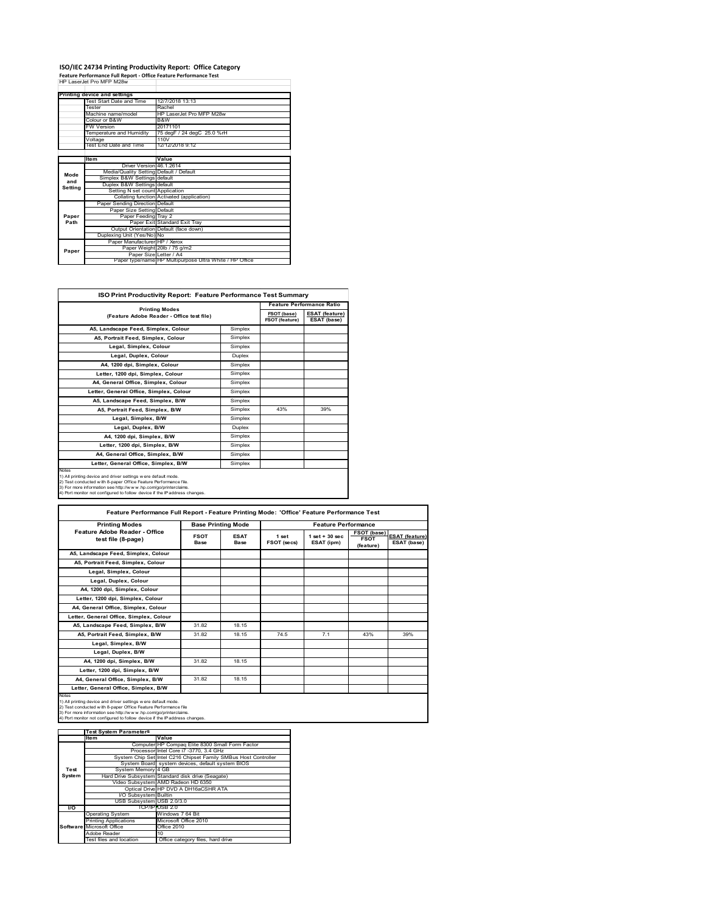# ISO/IEC 24734 Printing Productivity Report: Office Category

**Feature Performance Full Report - Office Feature Performance Test**

HP LaserJet Pro MFP M28w

| Printing device and settings | |
|---|---|
| Test Start Date and Time | 12/7/2018 13:13 |
| Tester | Rachel |
| Machine name/model | HP LaserJet Pro MFP M28w |
| Colour or B&W | B&W |
| FW Version | 20171101 |
| Temperature and Humidity | 75 degF / 24 degC 25.0 %rH |
| Voltage | 110V |
| Test End Date and Time | 12/12/2018 9:12 |

| | Item | Value |
|---|---|---|
| Mode and Setting | Driver Version | 46.1.2614 |
| | Media/Quality Setting | Default / Default |
| | Simplex B&W Settings | default |
| | Duplex B&W Settings | default |
| | Setting N set count | Application |
| | Collating function | Activated (application) |
| Paper Path | Paper Sending Direction | Default |
| | Paper Size Setting | Default |
| | Paper Feeding | Tray 2 |
| | Paper Exit | Standard Exit Tray |
| | Output Orientation | Default (face down) |
| | Duplexing Unit (Yes/No) | No |
| Paper | Paper Manufacturer | HP / Xerox |
| | Paper Weight | 20lb / 75 g/m2 |
| | Paper Size | Letter / A4 |
| | Paper type/name | HP Multipurpose Ultra White / HP Office |

## ISO Print Productivity Report: Feature Performance Test Summary

| Printing Modes (Feature Adobe Reader - Office test file) | | Feature Performance Ratio | |
|---|---|---|---|
| | | FSOT (base) / FSOT (feature) | ESAT (feature) / ESAT (base) |
| A5, Landscape Feed, Simplex, Colour | Simplex | | |
| A5, Portrait Feed, Simplex, Colour | Simplex | | |
| Legal, Simplex, Colour | Simplex | | |
| Legal, Duplex, Colour | Duplex | | |
| A4, 1200 dpi, Simplex, Colour | Simplex | | |
| Letter, 1200 dpi, Simplex, Colour | Simplex | | |
| A4, General Office, Simplex, Colour | Simplex | | |
| Letter, General Office, Simplex, Colour | Simplex | | |
| A5, Landscape Feed, Simplex, B/W | Simplex | | |
| A5, Portrait Feed, Simplex, B/W | Simplex | 43% | 39% |
| Legal, Simplex, B/W | Simplex | | |
| Legal, Duplex, B/W | Duplex | | |
| A4, 1200 dpi, Simplex, B/W | Simplex | | |
| Letter, 1200 dpi, Simplex, B/W | Simplex | | |
| A4, General Office, Simplex, B/W | Simplex | | |
| Letter, General Office, Simplex, B/W | Simplex | | |

Notes
1) All printing device and driver settings were default mode.
2) Test conducted with 8-paper Office Feature Performance file.
3) For more information see http://www.hp.com/go/printerclaims.
4) Port monitor not configured to follow device if the IP address changes.

## Feature Performance Full Report - Feature Printing Mode: 'Office' Feature Performance Test

| Printing Modes Feature Adobe Reader - Office test file (8-page) | Base Printing Mode | | Feature Performance | | | |
|---|---|---|---|---|---|---|
| | FSOT Base | ESAT Base | 1 set FSOT (secs) | 1 set + 30 sec ESAT (ipm) | FSOT (base) / FSOT (feature) | ESAT (feature) / ESAT (base) |
| A5, Landscape Feed, Simplex, Colour | | | | | | |
| A5, Portrait Feed, Simplex, Colour | | | | | | |
| Legal, Simplex, Colour | | | | | | |
| Legal, Duplex, Colour | | | | | | |
| A4, 1200 dpi, Simplex, Colour | | | | | | |
| Letter, 1200 dpi, Simplex, Colour | | | | | | |
| A4, General Office, Simplex, Colour | | | | | | |
| Letter, General Office, Simplex, Colour | | | | | | |
| A5, Landscape Feed, Simplex, B/W | 31.82 | 18.15 | | | | |
| A5, Portrait Feed, Simplex, B/W | 31.82 | 18.15 | 74.5 | 7.1 | 43% | 39% |
| Legal, Simplex, B/W | | | | | | |
| Legal, Duplex, B/W | | | | | | |
| A4, 1200 dpi, Simplex, B/W | 31.82 | 18.15 | | | | |
| Letter, 1200 dpi, Simplex, B/W | | | | | | |
| A4, General Office, Simplex, B/W | 31.82 | 18.15 | | | | |
| Letter, General Office, Simplex, B/W | | | | | | |

Notes
1) All printing device and driver settings were default mode.
2) Test conducted with 8-paper Office Feature Performance file
3) For more information see http://www.hp.com/go/printerclaims.
4) Port monitor not configured to follow device if the IP address changes.

| | Test System Parameters | |
|---|---|---|
| | Item | Value |
| Test System | Computer | HP Compaq Elite 8300 Small Form Factor |
| | Processor | Intel Core i7 -3770, 3.4 GHz |
| | System Chip Set | Intel C216 Chipset Family SMBus Host Controller |
| | System Board | system devices, default system BIOS |
| | System Memory | 4 GB |
| | Hard Drive Subsystem | Standard disk drive (Seagate) |
| | Video Subsystem | AMD Radeon HD 6350 |
| | Optical Drive | HP DVD A DH16aCSHR ATA |
| | I/O Subsystem | Builtin |
| | USB Subsystem | USB 2.0/3.0 |
| I/O | TCP/IP | USB 2.0 |
| Software | Operating System | Windows 7 64 Bit |
| | Printing Applications | Microsoft Office 2010 |
| | Microsoft Office | Office 2010 |
| | Adobe Reader | 10 |
| | Test files and location | Office category files, hard drive |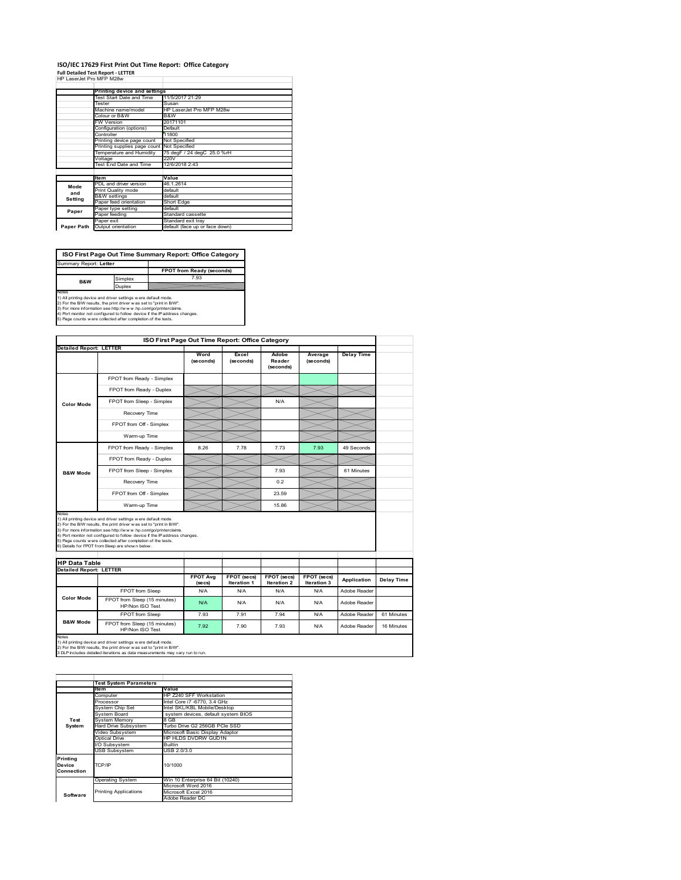# ISO/IEC 17629 First Print Out Time Report: Office Category

**Full Detailed Test Report - LETTER**

HP LaserJet Pro MFP M28w

| | Printing device and settings | |
|---|---|---|
| | Test Start Date and Time | 11/5/2017 21:29 |
| | Tester | Susan |
| | Machine name/model | HP LaserJet Pro MFP M28w |
| | Colour or B&W | B&W |
| | FW Version | 20171101 |
| | Configuration (options) | Default |
| | Controller | 11800 |
| | Printing device page count | Not Specified |
| | Printing supplies page count | Not Specified |
| | Temperature and Humidity | 75 degF / 24 degC 25.0 %rH |
| | Voltage | 220V |
| | Test End Date and Time | 12/6/2018 2:43 |

| | Item | Value |
|---|---|---|
| Mode and Setting | PDL and driver version | 46.1.2614 |
| | Print Quality mode | default |
| | B&W settings | default |
| | Paper feed orientation | Short Edge |
| Paper | Paper type setting | default |
| | Paper feeding | Standard cassette |
| | Paper exit | Standard exit tray |
| Paper Path | Output orientation | default (face up or face down) |

## ISO First Page Out Time Summary Report: Office Category

| Summary Report: **Letter** | | |
|---|---|---|
| | | FPOT from Ready (seconds) |
| B&W | Simplex | 7.93 |
| | Duplex | |

Notes
1) All printing device and driver settings were default mode.
2) For the B/W results, the print driver was set to "print in B/W".
3) For more information see http://www.hp.com/go/printerclaims.
4) Port monitor not configured to follow device if the IP address changes.
5) Page counts were collected after completion of the tests.

## ISO First Page Out Time Report: Office Category

| Detailed Report: LETTER | | Word (seconds) | Excel (seconds) | Adobe Reader (seconds) | Average (seconds) | Delay Time |
|---|---|---|---|---|---|---|
| Color Mode | FPOT from Ready - Simplex | | | | | |
| | FPOT from Ready - Duplex | | | | | |
| | FPOT from Sleep - Simplex | | | N/A | | |
| | Recovery Time | | | | | |
| | FPOT from Off - Simplex | | | | | |
| | Warm-up Time | | | | | |
| B&W Mode | FPOT from Ready - Simplex | 8.26 | 7.78 | 7.73 | 7.93 | 49 Seconds |
| | FPOT from Ready - Duplex | | | | | |
| | FPOT from Sleep - Simplex | | | 7.93 | | 61 Minutes |
| | Recovery Time | | | 0.2 | | |
| | FPOT from Off - Simplex | | | 23.59 | | |
| | Warm-up Time | | | 15.86 | | |

Notes
1) All printing device and driver settings were default mode.
2) For the B/W results, the print driver was set to "print in B/W".
3) For more information see http://www.hp.com/go/printerclaims.
4) Port monitor not configured to follow device if the IP address changes.
5) Page counts were collected after completion of the tests.
6) Details for FPOT from Sleep are shown below.

## HP Data Table

| Detailed Report: LETTER | | FPOT Avg (secs) | FPOT (secs) Iteration 1 | FPOT (secs) Iteration 2 | FPOT (secs) Iteration 3 | Application | Delay Time |
|---|---|---|---|---|---|---|---|
| Color Mode | FPOT from Sleep | N/A | N/A | N/A | N/A | Adobe Reader | |
| | FPOT from Sleep (15 minutes) HP/Non ISO Test | N/A | N/A | N/A | N/A | Adobe Reader | |
| B&W Mode | FPOT from Sleep | 7.93 | 7.91 | 7.94 | N/A | Adobe Reader | 61 Minutes |
| | FPOT from Sleep (15 minutes) HP/Non ISO Test | 7.92 | 7.90 | 7.93 | N/A | Adobe Reader | 16 Minutes |

Notes
1) All printing device and driver settings were default mode.
2) For the B/W results, the print driver was set to "print in B/W".
3 DLP includes detailed iterations as data measurements may vary run to run.

| | Test System Parameters | |
|---|---|---|
| | Item | Value |
| Test System | Computer | HP Z240 SFF Workstation |
| | Processor | Intel Core i7 -6770, 3.4 GHz |
| | System Chip Set | Intel SKL/KBL Mobile/Desktop |
| | System Board | system devices, default system BIOS |
| | System Memory | 8 GB |
| | Hard Drive Subsystem | Turbo Drive G2 256GB PCIe SSD |
| | Video Subsystem | Microsoft Basic Display Adaptor |
| | Optical Drive | HP HLDS DVDRW GUD1N |
| | I/O Subsystem | Builtin |
| | USB Subsystem | USB 2.0/3.0 |
| Printing Device Connection | TCP/IP | 10/1000 |
| Software | Operating System | Win 10 Enterprise 64 Bit (10240) |
| | Printing Applications | Microsoft Word 2016 |
| | | Microsoft Excel 2016 |
| | | Adobe Reader DC |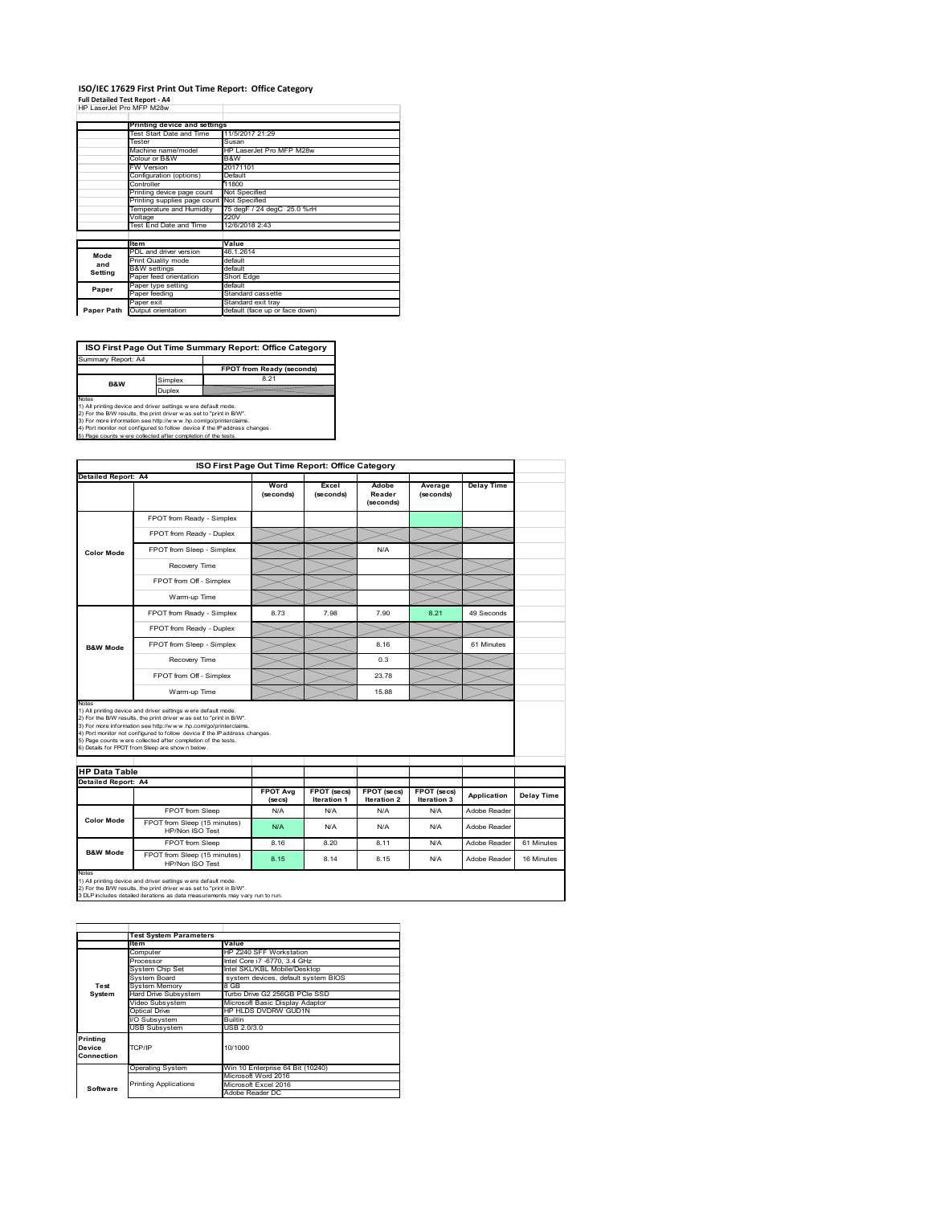# ISO/IEC 17629 First Print Out Time Report: Office Category

**Full Detailed Test Report - A4**

HP LaserJet Pro MFP M28w

| | Printing device and settings | |
|---|---|---|
| | Test Start Date and Time | 11/5/2017 21:29 |
| | Tester | Susan |
| | Machine name/model | HP LaserJet Pro MFP M28w |
| | Colour or B&W | B&W |
| | FW Version | 20171101 |
| | Configuration (options) | Default |
| | Controller | 11800 |
| | Printing device page count | Not Specified |
| | Printing supplies page count | Not Specified |
| | Temperature and Humidity | 75 degF / 24 degC 25.0 %rH |
| | Voltage | 220V |
| | Test End Date and Time | 12/6/2018 2:43 |

| | Item | Value |
|---|---|---|
| Mode and Setting | PDL and driver version | 46.1.2614 |
| | Print Quality mode | default |
| | B&W settings | default |
| | Paper feed orientation | Short Edge |
| Paper | Paper type setting | default |
| | Paper feeding | Standard cassette |
| | Paper exit | Standard exit tray |
| Paper Path | Output orientation | default (face up or face down) |

| ISO First Page Out Time Summary Report: Office Category | | |
|---|---|---|
| Summary Report: A4 | | |
| | | FPOT from Ready (seconds) |
| B&W | Simplex | 8.21 |
| | Duplex | |

Notes
1) All printing device and driver settings were default mode.
2) For the B/W results, the print driver was set to "print in B/W".
3) For more information see http://www.hp.com/go/printerclaims.
4) Port monitor not configured to follow device if the IP address changes.
5) Page counts were collected after completion of the tests.

| ISO First Page Out Time Report: Office Category | | | | | | |
|---|---|---|---|---|---|---|
| Detailed Report: A4 | | | | | | |
| | | Word (seconds) | Excel (seconds) | Adobe Reader (seconds) | Average (seconds) | Delay Time |
| Color Mode | FPOT from Ready - Simplex | | | | | |
| | FPOT from Ready - Duplex | | | | | |
| | FPOT from Sleep - Simplex | | | N/A | | |
| | Recovery Time | | | | | |
| | FPOT from Off - Simplex | | | | | |
| | Warm-up Time | | | | | |
| B&W Mode | FPOT from Ready - Simplex | 8.73 | 7.98 | 7.90 | 8.21 | 49 Seconds |
| | FPOT from Ready - Duplex | | | | | |
| | FPOT from Sleep - Simplex | | | 8.16 | | 61 Minutes |
| | Recovery Time | | | 0.3 | | |
| | FPOT from Off - Simplex | | | 23.78 | | |
| | Warm-up Time | | | 15.88 | | |

Notes
1) All printing device and driver settings were default mode.
2) For the B/W results, the print driver was set to "print in B/W".
3) For more information see http://www.hp.com/go/printerclaims.
4) Port monitor not configured to follow device if the IP address changes.
5) Page counts were collected after completion of the tests.
6) Details for FPOT from Sleep are shown below.

| HP Data Table | | | | | | | |
|---|---|---|---|---|---|---|---|
| Detailed Report: A4 | | | | | | | |
| | | FPOT Avg (secs) | FPOT (secs) Iteration 1 | FPOT (secs) Iteration 2 | FPOT (secs) Iteration 3 | Application | Delay Time |
| Color Mode | FPOT from Sleep | N/A | N/A | N/A | N/A | Adobe Reader | |
| | FPOT from Sleep (15 minutes) HP/Non ISO Test | N/A | N/A | N/A | N/A | Adobe Reader | |
| B&W Mode | FPOT from Sleep | 8.16 | 8.20 | 8.11 | N/A | Adobe Reader | 61 Minutes |
| | FPOT from Sleep (15 minutes) HP/Non ISO Test | 8.15 | 8.14 | 8.15 | N/A | Adobe Reader | 16 Minutes |

Notes
1) All printing device and driver settings were default mode.
2) For the B/W results, the print driver was set to "print in B/W".
3 DLP includes detailed iterations as data measurements may vary run to run.

| | Test System Parameters | |
|---|---|---|
| | Item | Value |
| Test System | Computer | HP Z240 SFF Workstation |
| | Processor | Intel Core i7 -6770, 3.4 GHz |
| | System Chip Set | Intel SKL/KBL Mobile/Desktop |
| | System Board | system devices, default system BIOS |
| | System Memory | 8 GB |
| | Hard Drive Subsystem | Turbo Drive G2 256GB PCIe SSD |
| | Video Subsystem | Microsoft Basic Display Adaptor |
| | Optical Drive | HP HLDS DVDRW GUD1N |
| | I/O Subsystem | Builtin |
| | USB Subsystem | USB 2.0/3.0 |
| Printing Device Connection | TCP/IP | 10/1000 |
| Software | Operating System | Win 10 Enterprise 64 Bit (10240) |
| | Printing Applications | Microsoft Word 2016 |
| | | Microsoft Excel 2016 |
| | | Adobe Reader DC |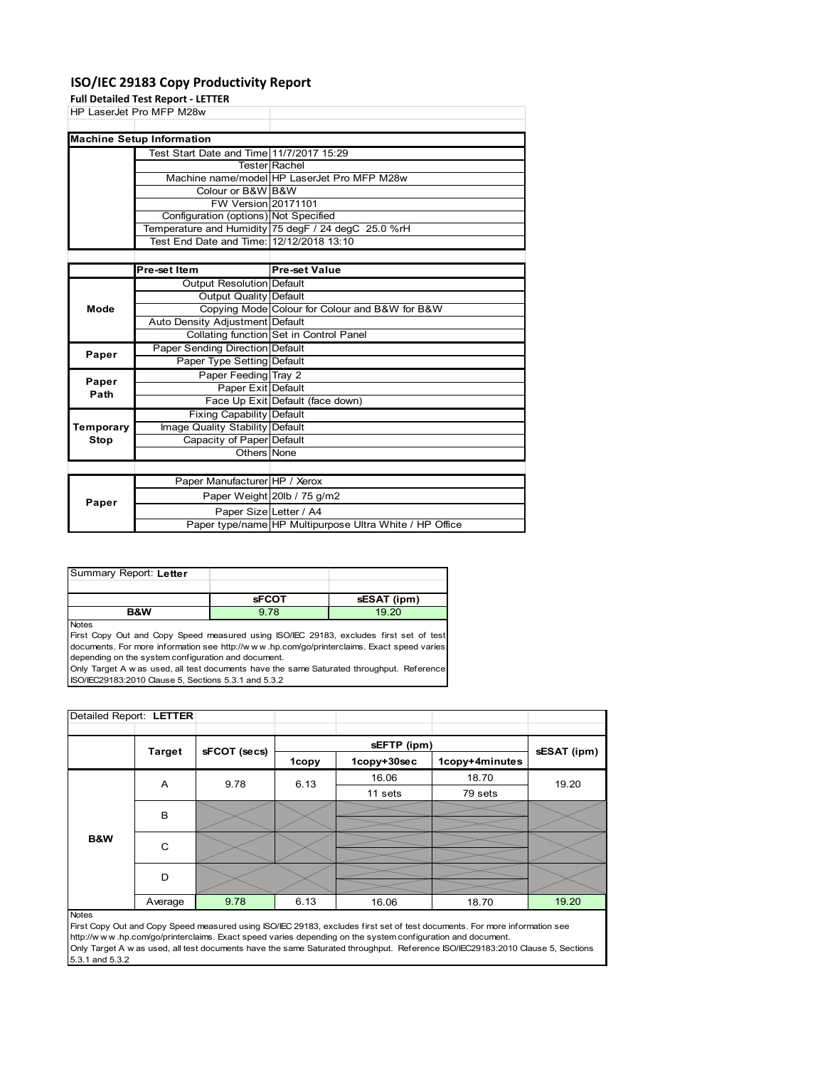# ISO/IEC 29183 Copy Productivity Report

**Full Detailed Test Report - LETTER**

HP LaserJet Pro MFP M28w

| Machine Setup Information | | |
|---|---|---|
| | Test Start Date and Time | 11/7/2017 15:29 |
| | Tester | Rachel |
| | Machine name/model | HP LaserJet Pro MFP M28w |
| | Colour or B&W | B&W |
| | FW Version | 20171101 |
| | Configuration (options) | Not Specified |
| | Temperature and Humidity | 75 degF / 24 degC 25.0 %rH |
| | Test End Date and Time: | 12/12/2018 13:10 |

| | Pre-set Item | Pre-set Value |
|---|---|---|
| Mode | Output Resolution | Default |
| | Output Quality | Default |
| | Copying Mode | Colour for Colour and B&W for B&W |
| | Auto Density Adjustment | Default |
| | Collating function | Set in Control Panel |
| Paper | Paper Sending Direction | Default |
| | Paper Type Setting | Default |
| Paper Path | Paper Feeding | Tray 2 |
| | Paper Exit | Default |
| | Face Up Exit | Default (face down) |
| Temporary Stop | Fixing Capability | Default |
| | Image Quality Stability | Default |
| | Capacity of Paper | Default |
| | Others | None |

| | | |
|---|---|---|
| Paper | Paper Manufacturer | HP / Xerox |
| | Paper Weight | 20lb / 75 g/m2 |
| | Paper Size | Letter / A4 |
| | Paper type/name | HP Multipurpose Ultra White / HP Office |

Summary Report: **Letter**

| | sFCOT | sESAT (ipm) |
|---|---|---|
| **B&W** | 9.78 | 19.20 |

Notes

First Copy Out and Copy Speed measured using ISO/IEC 29183, excludes first set of test documents. For more information see http://w w w .hp.com/go/printerclaims. Exact speed varies depending on the system configuration and document.

Only Target A w as used, all test documents have the same Saturated throughput. Reference ISO/IEC29183:2010 Clause 5, Sections 5.3.1 and 5.3.2

Detailed Report: **LETTER**

| | Target | sFCOT (secs) | sEFTP (ipm) | | | sESAT (ipm) |
|---|---|---|---|---|---|---|
| | | | 1copy | 1copy+30sec | 1copy+4minutes | |
| B&W | A | 9.78 | 6.13 | 16.06 | 18.70 | 19.20 |
| | | | | 11 sets | 79 sets | |
| | B | | | | | |
| | C | | | | | |
| | D | | | | | |
| | Average | 9.78 | 6.13 | 16.06 | 18.70 | 19.20 |

Notes

First Copy Out and Copy Speed measured using ISO/IEC 29183, excludes first set of test documents. For more information see http://w w w .hp.com/go/printerclaims. Exact speed varies depending on the system configuration and document.

Only Target A w as used, all test documents have the same Saturated throughput. Reference ISO/IEC29183:2010 Clause 5, Sections 5.3.1 and 5.3.2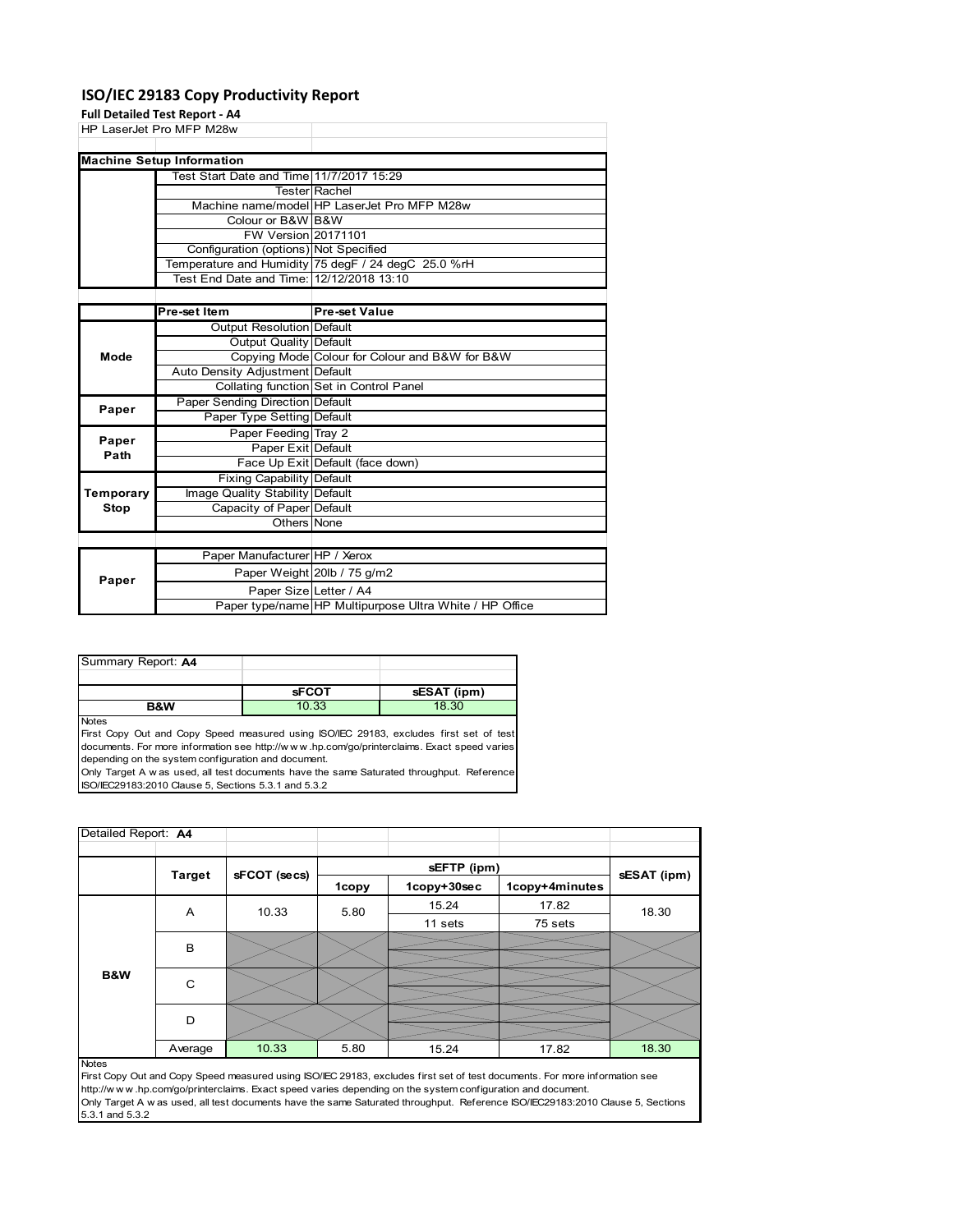# ISO/IEC 29183 Copy Productivity Report

**Full Detailed Test Report - A4**

HP LaserJet Pro MFP M28w

| Machine Setup Information | | |
|---|---|---|
| | Test Start Date and Time | 11/7/2017 15:29 |
| | Tester | Rachel |
| | Machine name/model | HP LaserJet Pro MFP M28w |
| | Colour or B&W | B&W |
| | FW Version | 20171101 |
| | Configuration (options) | Not Specified |
| | Temperature and Humidity | 75 degF / 24 degC 25.0 %rH |
| | Test End Date and Time: | 12/12/2018 13:10 |

| | Pre-set Item | Pre-set Value |
|---|---|---|
| Mode | Output Resolution | Default |
| | Output Quality | Default |
| | Copying Mode | Colour for Colour and B&W for B&W |
| | Auto Density Adjustment | Default |
| | Collating function | Set in Control Panel |
| Paper | Paper Sending Direction | Default |
| | Paper Type Setting | Default |
| Paper Path | Paper Feeding | Tray 2 |
| | Paper Exit | Default |
| | Face Up Exit | Default (face down) |
| Temporary Stop | Fixing Capability | Default |
| | Image Quality Stability | Default |
| | Capacity of Paper | Default |
| | Others | None |

| | | |
|---|---|---|
| Paper | Paper Manufacturer | HP / Xerox |
| | Paper Weight | 20lb / 75 g/m2 |
| | Paper Size | Letter / A4 |
| | Paper type/name | HP Multipurpose Ultra White / HP Office |

Summary Report: **A4**

| | sFCOT | sESAT (ipm) |
|---|---|---|
| B&W | 10.33 | 18.30 |

Notes

First Copy Out and Copy Speed measured using ISO/IEC 29183, excludes first set of test documents. For more information see http://w w w .hp.com/go/printerclaims. Exact speed varies depending on the system configuration and document.

Only Target A w as used, all test documents have the same Saturated throughput. Reference ISO/IEC29183:2010 Clause 5, Sections 5.3.1 and 5.3.2

Detailed Report: **A4**

| | Target | sFCOT (secs) | sEFTP (ipm) | | | sESAT (ipm) |
|---|---|---|---|---|---|---|
| | | | 1copy | 1copy+30sec | 1copy+4minutes | |
| B&W | A | 10.33 | 5.80 | 15.24 | 17.82 | 18.30 |
| | | | | 11 sets | 75 sets | |
| | B | | | | | |
| | C | | | | | |
| | D | | | | | |
| | Average | 10.33 | 5.80 | 15.24 | 17.82 | 18.30 |

Notes

First Copy Out and Copy Speed measured using ISO/IEC 29183, excludes first set of test documents. For more information see http://w w w .hp.com/go/printerclaims. Exact speed varies depending on the system configuration and document.

Only Target A w as used, all test documents have the same Saturated throughput. Reference ISO/IEC29183:2010 Clause 5, Sections 5.3.1 and 5.3.2